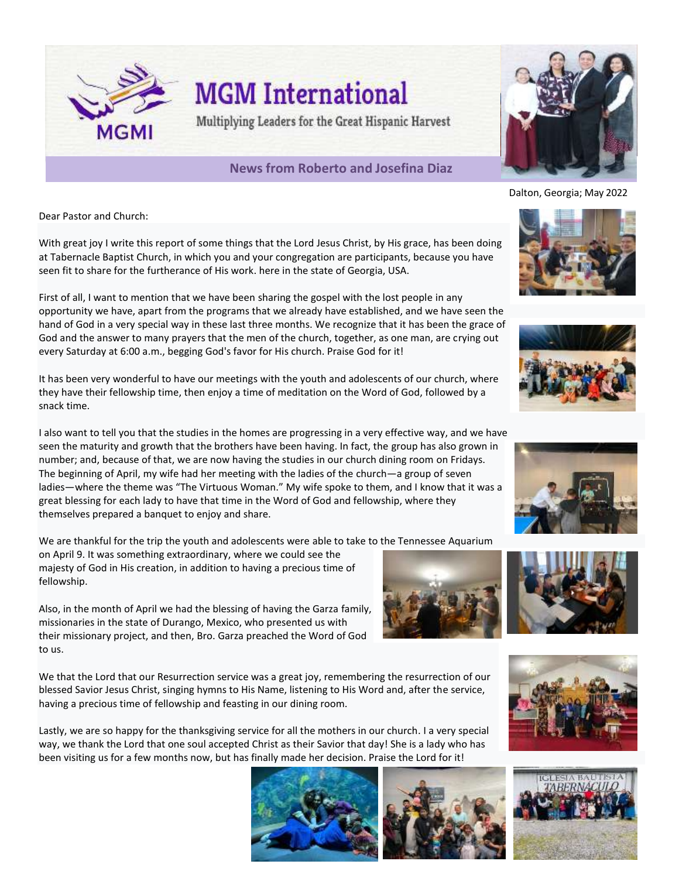# MGM International

Multiplying Leaders for the Great Hispanic Harvest

**News from Roberto and Josefina Diaz**

Dalton, Georgia; May 2022

Dear Pastor and Church:

With great joy I write this report of some things that the Lord Jesus Christ, by His grace, has been doing at Tabernacle Baptist Church, in which you and your congregation are participants, because you have seen fit to share for the furtherance of His work. here in the state of Georgia, USA.

First of all, I want to mention that we have been sharing the gospel with the lost people in any opportunity we have, apart from the programs that we already have established, and we have seen the hand of God in a very special way in these last three months. We recognize that it has been the grace of God and the answer to many prayers that the men of the church, together, as one man, are crying out every Saturday at 6:00 a.m., begging God's favor for His church. Praise God for it!

It has been very wonderful to have our meetings with the youth and adolescents of our church, where they have their fellowship time, then enjoy a time of meditation on the Word of God, followed by a snack time.

I also want to tell you that the studies in the homes are progressing in a very effective way, and we have seen the maturity and growth that the brothers have been having. In fact, the group has also grown in number; and, because of that, we are now having the studies in our church dining room on Fridays. The beginning of April, my wife had her meeting with the ladies of the church—a group of seven ladies—where the theme was "The Virtuous Woman." My wife spoke to them, and I know that it was a great blessing for each lady to have that time in the Word of God and fellowship, where they themselves prepared a banquet to enjoy and share.

We are thankful for the trip the youth and adolescents were able to take to the Tennessee Aquarium on April 9. It was something extraordinary, where we could see the majesty of God in His creation, in addition to having a precious time of fellowship.

Also, in the month of April we had the blessing of having the Garza family, missionaries in the state of Durango, Mexico, who presented us with their missionary project, and then, Bro. Garza preached the Word of God to us.

We that the Lord that our Resurrection service was a great joy, remembering the resurrection of our blessed Savior Jesus Christ, singing hymns to His Name, listening to His Word and, after the service, having a precious time of fellowship and feasting in our dining room.

Lastly, we are so happy for the thanksgiving service for all the mothers in our church. I a very special way, we thank the Lord that one soul accepted Christ as their Savior that day! She is a lady who has been visiting us for a few months now, but has finally made her decision. Praise the Lord for it!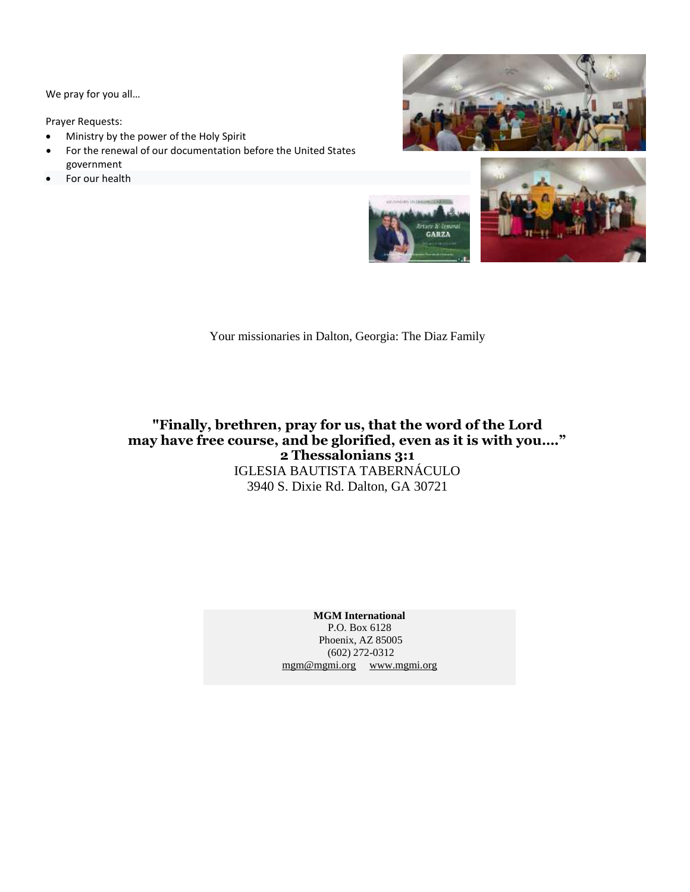We pray for you all…

Prayer Requests:

- Ministry by the power of the Holy Spirit
- For the renewal of our documentation before the United States government
- For our health

Your missionaries in Dalton, Georgia: The Diaz Family

**"Finally, brethren, pray for us, that the word of the Lord may have free course, and be glorified, even as it is with you…."**
**2 Thessalonians 3:1**
IGLESIA BAUTISTA TABERNÁCULO
3940 S. Dixie Rd. Dalton, GA 30721

**MGM International**
P.O. Box 6128
Phoenix, AZ 85005
(602) 272-0312
mgm@mgmi.org www.mgmi.org